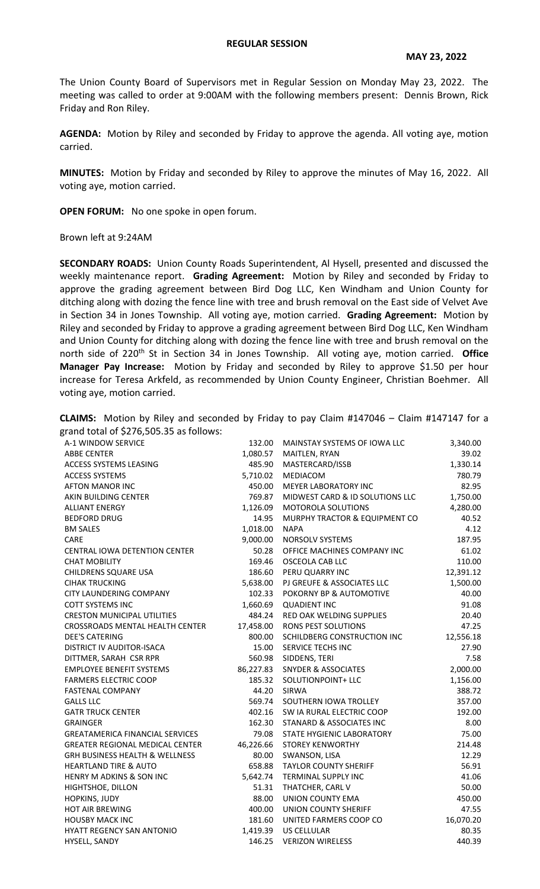**REGULAR SESSION**

**MAY 23, 2022**

The Union County Board of Supervisors met in Regular Session on Monday May 23, 2022. The meeting was called to order at 9:00AM with the following members present: Dennis Brown, Rick Friday and Ron Riley.

**AGENDA:** Motion by Riley and seconded by Friday to approve the agenda. All voting aye, motion carried.

**MINUTES:** Motion by Friday and seconded by Riley to approve the minutes of May 16, 2022. All voting aye, motion carried.

**OPEN FORUM:** No one spoke in open forum.

Brown left at 9:24AM

**SECONDARY ROADS:** Union County Roads Superintendent, Al Hysell, presented and discussed the weekly maintenance report. **Grading Agreement:** Motion by Riley and seconded by Friday to approve the grading agreement between Bird Dog LLC, Ken Windham and Union County for ditching along with dozing the fence line with tree and brush removal on the East side of Velvet Ave in Section 34 in Jones Township. All voting aye, motion carried. **Grading Agreement:** Motion by Riley and seconded by Friday to approve a grading agreement between Bird Dog LLC, Ken Windham and Union County for ditching along with dozing the fence line with tree and brush removal on the north side of 220th St in Section 34 in Jones Township. All voting aye, motion carried. **Office Manager Pay Increase:** Motion by Friday and seconded by Riley to approve $1.50 per hour increase for Teresa Arkfeld, as recommended by Union County Engineer, Christian Boehmer. All voting aye, motion carried.

**CLAIMS:** Motion by Riley and seconded by Friday to pay Claim #147046 – Claim #147147 for a grand total of $276,505.35 as follows:

| Vendor | Amount | Vendor | Amount |
|---|---|---|---|
| A-1 WINDOW SERVICE | 132.00 | MAINSTAY SYSTEMS OF IOWA LLC | 3,340.00 |
| ABBE CENTER | 1,080.57 | MAITLEN, RYAN | 39.02 |
| ACCESS SYSTEMS LEASING | 485.90 | MASTERCARD/ISSB | 1,330.14 |
| ACCESS SYSTEMS | 5,710.02 | MEDIACOM | 780.79 |
| AFTON MANOR INC | 450.00 | MEYER LABORATORY INC | 82.95 |
| AKIN BUILDING CENTER | 769.87 | MIDWEST CARD & ID SOLUTIONS LLC | 1,750.00 |
| ALLIANT ENERGY | 1,126.09 | MOTOROLA SOLUTIONS | 4,280.00 |
| BEDFORD DRUG | 14.95 | MURPHY TRACTOR & EQUIPMENT CO | 40.52 |
| BM SALES | 1,018.00 | NAPA | 4.12 |
| CARE | 9,000.00 | NORSOLV SYSTEMS | 187.95 |
| CENTRAL IOWA DETENTION CENTER | 50.28 | OFFICE MACHINES COMPANY INC | 61.02 |
| CHAT MOBILITY | 169.46 | OSCEOLA CAB LLC | 110.00 |
| CHILDRENS SQUARE USA | 186.60 | PERU QUARRY INC | 12,391.12 |
| CIHAK TRUCKING | 5,638.00 | PJ GREUFE & ASSOCIATES LLC | 1,500.00 |
| CITY LAUNDERING COMPANY | 102.33 | POKORNY BP & AUTOMOTIVE | 40.00 |
| COTT SYSTEMS INC | 1,660.69 | QUADIENT INC | 91.08 |
| CRESTON MUNICIPAL UTILITIES | 484.24 | RED OAK WELDING SUPPLIES | 20.40 |
| CROSSROADS MENTAL HEALTH CENTER | 17,458.00 | RONS PEST SOLUTIONS | 47.25 |
| DEE'S CATERING | 800.00 | SCHILDBERG CONSTRUCTION INC | 12,556.18 |
| DISTRICT IV AUDITOR-ISACA | 15.00 | SERVICE TECHS INC | 27.90 |
| DITTMER, SARAH CSR RPR | 560.98 | SIDDENS, TERI | 7.58 |
| EMPLOYEE BENEFIT SYSTEMS | 86,227.83 | SNYDER & ASSOCIATES | 2,000.00 |
| FARMERS ELECTRIC COOP | 185.32 | SOLUTIONPOINT+ LLC | 1,156.00 |
| FASTENAL COMPANY | 44.20 | SIRWA | 388.72 |
| GALLS LLC | 569.74 | SOUTHERN IOWA TROLLEY | 357.00 |
| GATR TRUCK CENTER | 402.16 | SW IA RURAL ELECTRIC COOP | 192.00 |
| GRAINGER | 162.30 | STANARD & ASSOCIATES INC | 8.00 |
| GREATAMERICA FINANCIAL SERVICES | 79.08 | STATE HYGIENIC LABORATORY | 75.00 |
| GREATER REGIONAL MEDICAL CENTER | 46,226.66 | STOREY KENWORTHY | 214.48 |
| GRH BUSINESS HEALTH & WELLNESS | 80.00 | SWANSON, LISA | 12.29 |
| HEARTLAND TIRE & AUTO | 658.88 | TAYLOR COUNTY SHERIFF | 56.91 |
| HENRY M ADKINS & SON INC | 5,642.74 | TERMINAL SUPPLY INC | 41.06 |
| HIGHTSHOE, DILLON | 51.31 | THATCHER, CARL V | 50.00 |
| HOPKINS, JUDY | 88.00 | UNION COUNTY EMA | 450.00 |
| HOT AIR BREWING | 400.00 | UNION COUNTY SHERIFF | 47.55 |
| HOUSBY MACK INC | 181.60 | UNITED FARMERS COOP CO | 16,070.20 |
| HYATT REGENCY SAN ANTONIO | 1,419.39 | US CELLULAR | 80.35 |
| HYSELL, SANDY | 146.25 | VERIZON WIRELESS | 440.39 |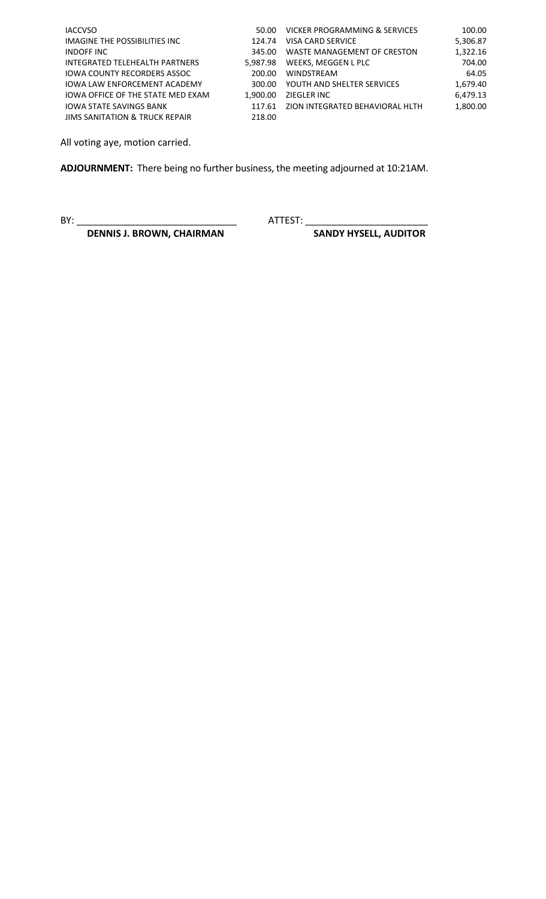| | | | |
|---|---|---|---|
| IACCVSO | 50.00 | VICKER PROGRAMMING & SERVICES | 100.00 |
| IMAGINE THE POSSIBILITIES INC | 124.74 | VISA CARD SERVICE | 5,306.87 |
| INDOFF INC | 345.00 | WASTE MANAGEMENT OF CRESTON | 1,322.16 |
| INTEGRATED TELEHEALTH PARTNERS | 5,987.98 | WEEKS, MEGGEN L PLC | 704.00 |
| IOWA COUNTY RECORDERS ASSOC | 200.00 | WINDSTREAM | 64.05 |
| IOWA LAW ENFORCEMENT ACADEMY | 300.00 | YOUTH AND SHELTER SERVICES | 1,679.40 |
| IOWA OFFICE OF THE STATE MED EXAM | 1,900.00 | ZIEGLER INC | 6,479.13 |
| IOWA STATE SAVINGS BANK | 117.61 | ZION INTEGRATED BEHAVIORAL HLTH | 1,800.00 |
| JIMS SANITATION & TRUCK REPAIR | 218.00 | | |

All voting aye, motion carried.

**ADJOURNMENT:** There being no further business, the meeting adjourned at 10:21AM.

BY: ______________________________ ATTEST: ______________________

**DENNIS J. BROWN, CHAIRMAN** **SANDY HYSELL, AUDITOR**